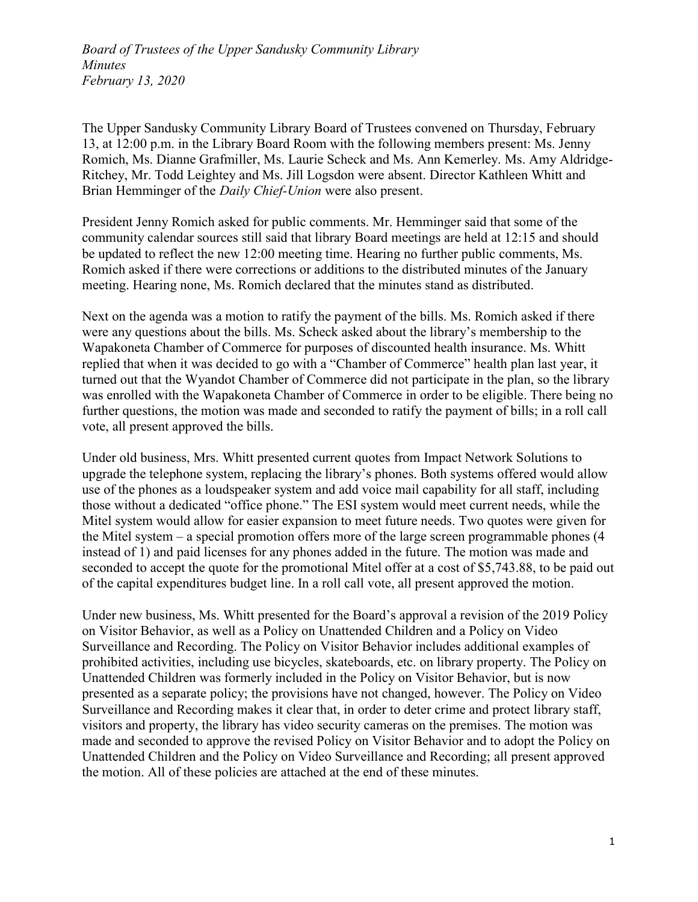*Board of Trustees of the Upper Sandusky Community Library*
*Minutes*
*February 13, 2020*

The Upper Sandusky Community Library Board of Trustees convened on Thursday, February 13, at 12:00 p.m. in the Library Board Room with the following members present: Ms. Jenny Romich, Ms. Dianne Grafmiller, Ms. Laurie Scheck and Ms. Ann Kemerley. Ms. Amy Aldridge-Ritchey, Mr. Todd Leightey and Ms. Jill Logsdon were absent. Director Kathleen Whitt and Brian Hemminger of the *Daily Chief-Union* were also present.

President Jenny Romich asked for public comments. Mr. Hemminger said that some of the community calendar sources still said that library Board meetings are held at 12:15 and should be updated to reflect the new 12:00 meeting time. Hearing no further public comments, Ms. Romich asked if there were corrections or additions to the distributed minutes of the January meeting. Hearing none, Ms. Romich declared that the minutes stand as distributed.

Next on the agenda was a motion to ratify the payment of the bills. Ms. Romich asked if there were any questions about the bills. Ms. Scheck asked about the library's membership to the Wapakoneta Chamber of Commerce for purposes of discounted health insurance. Ms. Whitt replied that when it was decided to go with a "Chamber of Commerce" health plan last year, it turned out that the Wyandot Chamber of Commerce did not participate in the plan, so the library was enrolled with the Wapakoneta Chamber of Commerce in order to be eligible. There being no further questions, the motion was made and seconded to ratify the payment of bills; in a roll call vote, all present approved the bills.

Under old business, Mrs. Whitt presented current quotes from Impact Network Solutions to upgrade the telephone system, replacing the library's phones. Both systems offered would allow use of the phones as a loudspeaker system and add voice mail capability for all staff, including those without a dedicated "office phone." The ESI system would meet current needs, while the Mitel system would allow for easier expansion to meet future needs. Two quotes were given for the Mitel system – a special promotion offers more of the large screen programmable phones (4 instead of 1) and paid licenses for any phones added in the future. The motion was made and seconded to accept the quote for the promotional Mitel offer at a cost of $5,743.88, to be paid out of the capital expenditures budget line. In a roll call vote, all present approved the motion.

Under new business, Ms. Whitt presented for the Board's approval a revision of the 2019 Policy on Visitor Behavior, as well as a Policy on Unattended Children and a Policy on Video Surveillance and Recording. The Policy on Visitor Behavior includes additional examples of prohibited activities, including use bicycles, skateboards, etc. on library property. The Policy on Unattended Children was formerly included in the Policy on Visitor Behavior, but is now presented as a separate policy; the provisions have not changed, however. The Policy on Video Surveillance and Recording makes it clear that, in order to deter crime and protect library staff, visitors and property, the library has video security cameras on the premises. The motion was made and seconded to approve the revised Policy on Visitor Behavior and to adopt the Policy on Unattended Children and the Policy on Video Surveillance and Recording; all present approved the motion. All of these policies are attached at the end of these minutes.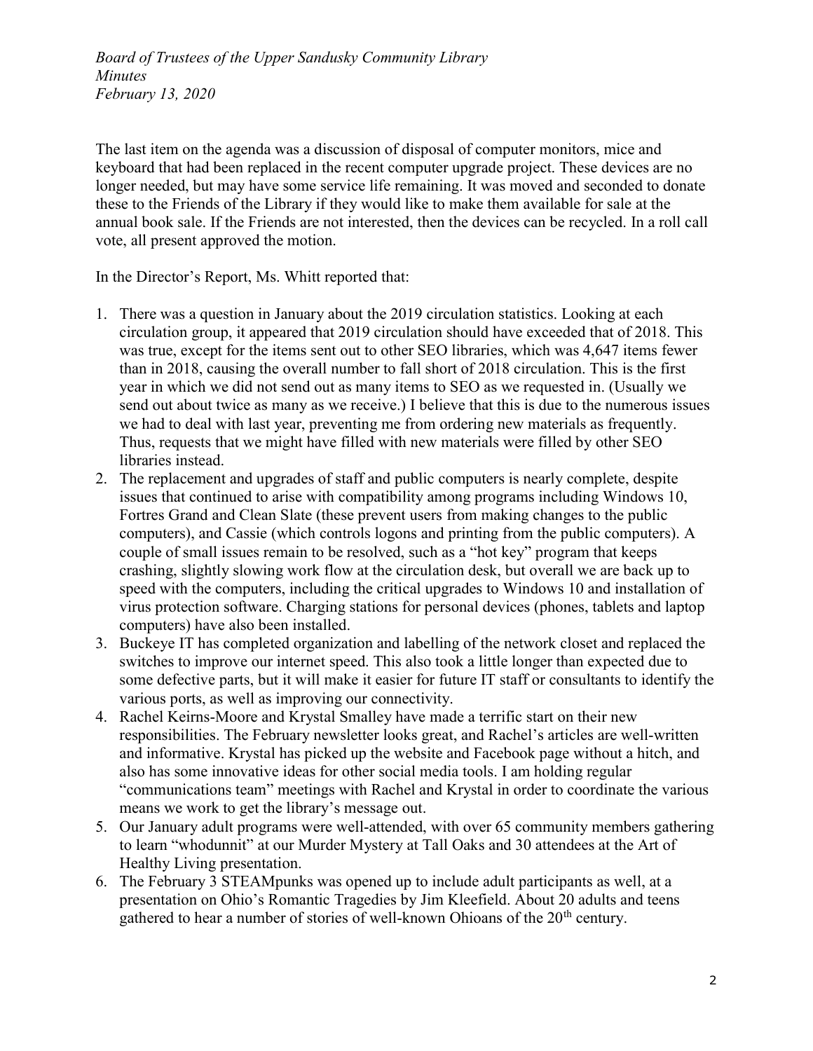The last item on the agenda was a discussion of disposal of computer monitors, mice and keyboard that had been replaced in the recent computer upgrade project. These devices are no longer needed, but may have some service life remaining. It was moved and seconded to donate these to the Friends of the Library if they would like to make them available for sale at the annual book sale. If the Friends are not interested, then the devices can be recycled. In a roll call vote, all present approved the motion.

In the Director's Report, Ms. Whitt reported that:

1. There was a question in January about the 2019 circulation statistics. Looking at each circulation group, it appeared that 2019 circulation should have exceeded that of 2018. This was true, except for the items sent out to other SEO libraries, which was 4,647 items fewer than in 2018, causing the overall number to fall short of 2018 circulation. This is the first year in which we did not send out as many items to SEO as we requested in. (Usually we send out about twice as many as we receive.) I believe that this is due to the numerous issues we had to deal with last year, preventing me from ordering new materials as frequently. Thus, requests that we might have filled with new materials were filled by other SEO libraries instead.
2. The replacement and upgrades of staff and public computers is nearly complete, despite issues that continued to arise with compatibility among programs including Windows 10, Fortres Grand and Clean Slate (these prevent users from making changes to the public computers), and Cassie (which controls logons and printing from the public computers). A couple of small issues remain to be resolved, such as a "hot key" program that keeps crashing, slightly slowing work flow at the circulation desk, but overall we are back up to speed with the computers, including the critical upgrades to Windows 10 and installation of virus protection software. Charging stations for personal devices (phones, tablets and laptop computers) have also been installed.
3. Buckeye IT has completed organization and labelling of the network closet and replaced the switches to improve our internet speed. This also took a little longer than expected due to some defective parts, but it will make it easier for future IT staff or consultants to identify the various ports, as well as improving our connectivity.
4. Rachel Keirns-Moore and Krystal Smalley have made a terrific start on their new responsibilities. The February newsletter looks great, and Rachel's articles are well-written and informative. Krystal has picked up the website and Facebook page without a hitch, and also has some innovative ideas for other social media tools. I am holding regular "communications team" meetings with Rachel and Krystal in order to coordinate the various means we work to get the library's message out.
5. Our January adult programs were well-attended, with over 65 community members gathering to learn "whodunnit" at our Murder Mystery at Tall Oaks and 30 attendees at the Art of Healthy Living presentation.
6. The February 3 STEAMpunks was opened up to include adult participants as well, at a presentation on Ohio's Romantic Tragedies by Jim Kleefield. About 20 adults and teens gathered to hear a number of stories of well-known Ohioans of the 20th century.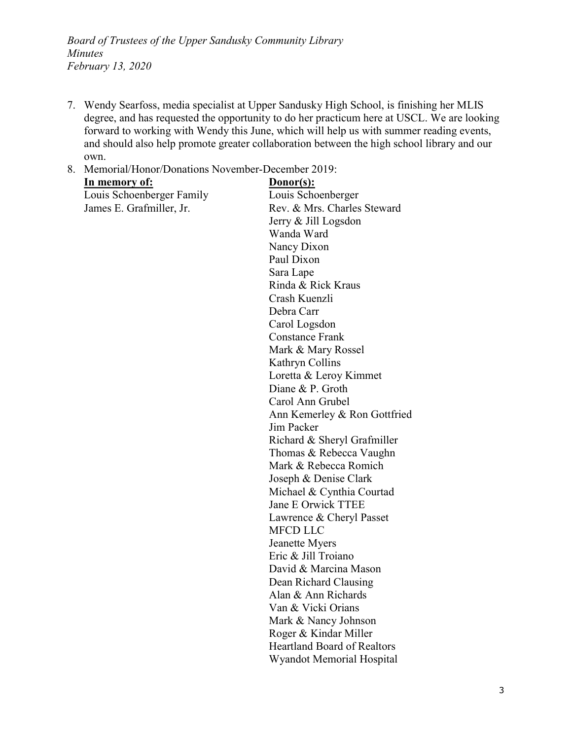7. Wendy Searfoss, media specialist at Upper Sandusky High School, is finishing her MLIS degree, and has requested the opportunity to do her practicum here at USCL. We are looking forward to working with Wendy this June, which will help us with summer reading events, and should also help promote greater collaboration between the high school library and our own.
8. Memorial/Honor/Donations November-December 2019:

| **In memory of:** | **Donor(s):** |
|---|---|
| Louis Schoenberger Family | Louis Schoenberger |
| James E. Grafmiller, Jr. | Rev. & Mrs. Charles Steward |
| | Jerry & Jill Logsdon |
| | Wanda Ward |
| | Nancy Dixon |
| | Paul Dixon |
| | Sara Lape |
| | Rinda & Rick Kraus |
| | Crash Kuenzli |
| | Debra Carr |
| | Carol Logsdon |
| | Constance Frank |
| | Mark & Mary Rossel |
| | Kathryn Collins |
| | Loretta & Leroy Kimmet |
| | Diane & P. Groth |
| | Carol Ann Grubel |
| | Ann Kemerley & Ron Gottfried |
| | Jim Packer |
| | Richard & Sheryl Grafmiller |
| | Thomas & Rebecca Vaughn |
| | Mark & Rebecca Romich |
| | Joseph & Denise Clark |
| | Michael & Cynthia Courtad |
| | Jane E Orwick TTEE |
| | Lawrence & Cheryl Passet |
| | MFCD LLC |
| | Jeanette Myers |
| | Eric & Jill Troiano |
| | David & Marcina Mason |
| | Dean Richard Clausing |
| | Alan & Ann Richards |
| | Van & Vicki Orians |
| | Mark & Nancy Johnson |
| | Roger & Kindar Miller |
| | Heartland Board of Realtors |
| | Wyandot Memorial Hospital |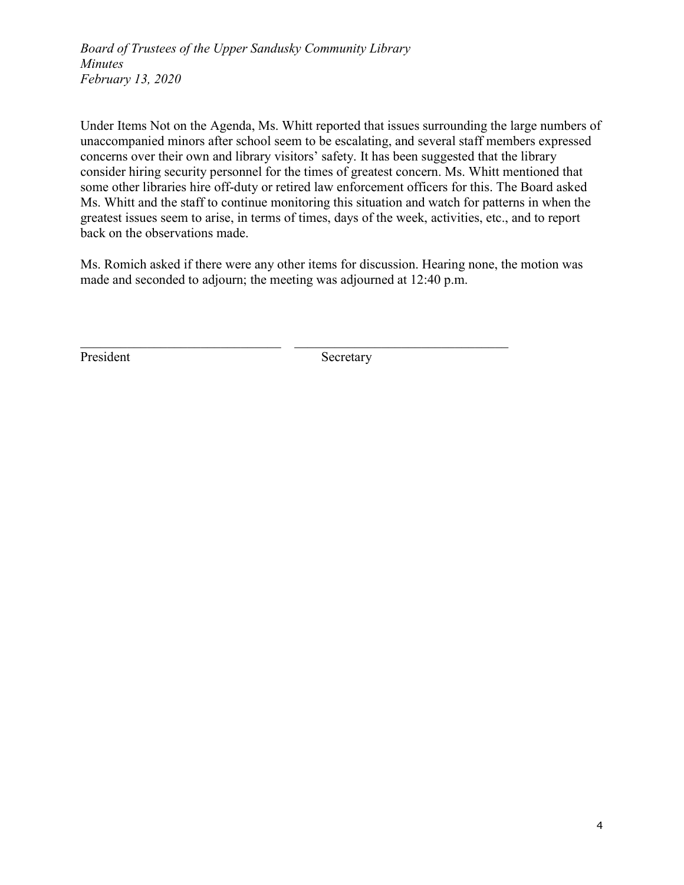Under Items Not on the Agenda, Ms. Whitt reported that issues surrounding the large numbers of unaccompanied minors after school seem to be escalating, and several staff members expressed concerns over their own and library visitors' safety. It has been suggested that the library consider hiring security personnel for the times of greatest concern. Ms. Whitt mentioned that some other libraries hire off-duty or retired law enforcement officers for this. The Board asked Ms. Whitt and the staff to continue monitoring this situation and watch for patterns in when the greatest issues seem to arise, in terms of times, days of the week, activities, etc., and to report back on the observations made.

Ms. Romich asked if there were any other items for discussion. Hearing none, the motion was made and seconded to adjourn; the meeting was adjourned at 12:40 p.m.

______________________________ ______________________________

President Secretary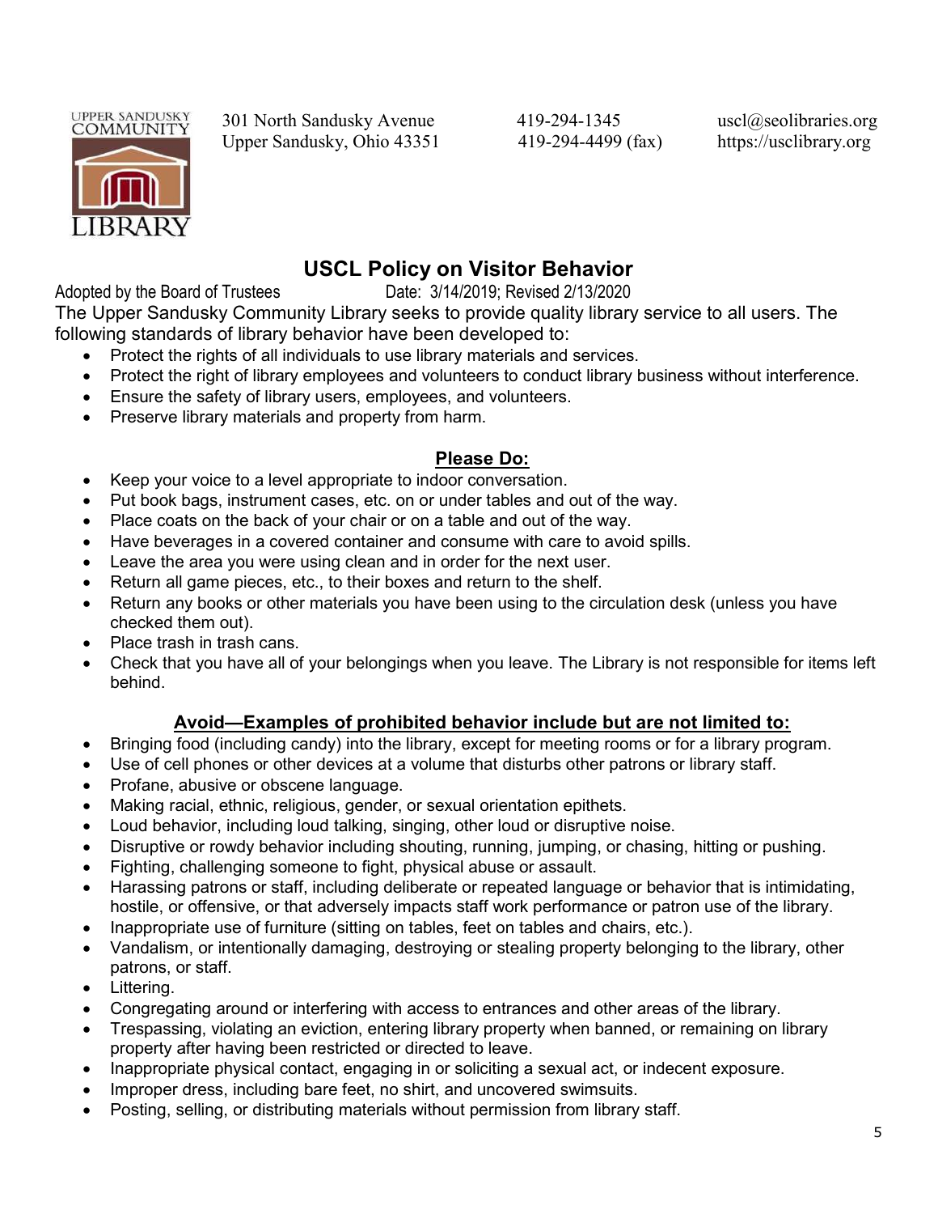UPPER SANDUSKY COMMUNITY LIBRARY

301 North Sandusky Avenue
Upper Sandusky, Ohio 43351

419-294-1345
419-294-4499 (fax)

uscl@seolibraries.org
https://usclibrary.org

# USCL Policy on Visitor Behavior

Adopted by the Board of Trustees Date: 3/14/2019; Revised 2/13/2020

The Upper Sandusky Community Library seeks to provide quality library service to all users. The following standards of library behavior have been developed to:

- Protect the rights of all individuals to use library materials and services.
- Protect the right of library employees and volunteers to conduct library business without interference.
- Ensure the safety of library users, employees, and volunteers.
- Preserve library materials and property from harm.

## Please Do:

- Keep your voice to a level appropriate to indoor conversation.
- Put book bags, instrument cases, etc. on or under tables and out of the way.
- Place coats on the back of your chair or on a table and out of the way.
- Have beverages in a covered container and consume with care to avoid spills.
- Leave the area you were using clean and in order for the next user.
- Return all game pieces, etc., to their boxes and return to the shelf.
- Return any books or other materials you have been using to the circulation desk (unless you have checked them out).
- Place trash in trash cans.
- Check that you have all of your belongings when you leave. The Library is not responsible for items left behind.

## Avoid—Examples of prohibited behavior include but are not limited to:

- Bringing food (including candy) into the library, except for meeting rooms or for a library program.
- Use of cell phones or other devices at a volume that disturbs other patrons or library staff.
- Profane, abusive or obscene language.
- Making racial, ethnic, religious, gender, or sexual orientation epithets.
- Loud behavior, including loud talking, singing, other loud or disruptive noise.
- Disruptive or rowdy behavior including shouting, running, jumping, or chasing, hitting or pushing.
- Fighting, challenging someone to fight, physical abuse or assault.
- Harassing patrons or staff, including deliberate or repeated language or behavior that is intimidating, hostile, or offensive, or that adversely impacts staff work performance or patron use of the library.
- Inappropriate use of furniture (sitting on tables, feet on tables and chairs, etc.).
- Vandalism, or intentionally damaging, destroying or stealing property belonging to the library, other patrons, or staff.
- Littering.
- Congregating around or interfering with access to entrances and other areas of the library.
- Trespassing, violating an eviction, entering library property when banned, or remaining on library property after having been restricted or directed to leave.
- Inappropriate physical contact, engaging in or soliciting a sexual act, or indecent exposure.
- Improper dress, including bare feet, no shirt, and uncovered swimsuits.
- Posting, selling, or distributing materials without permission from library staff.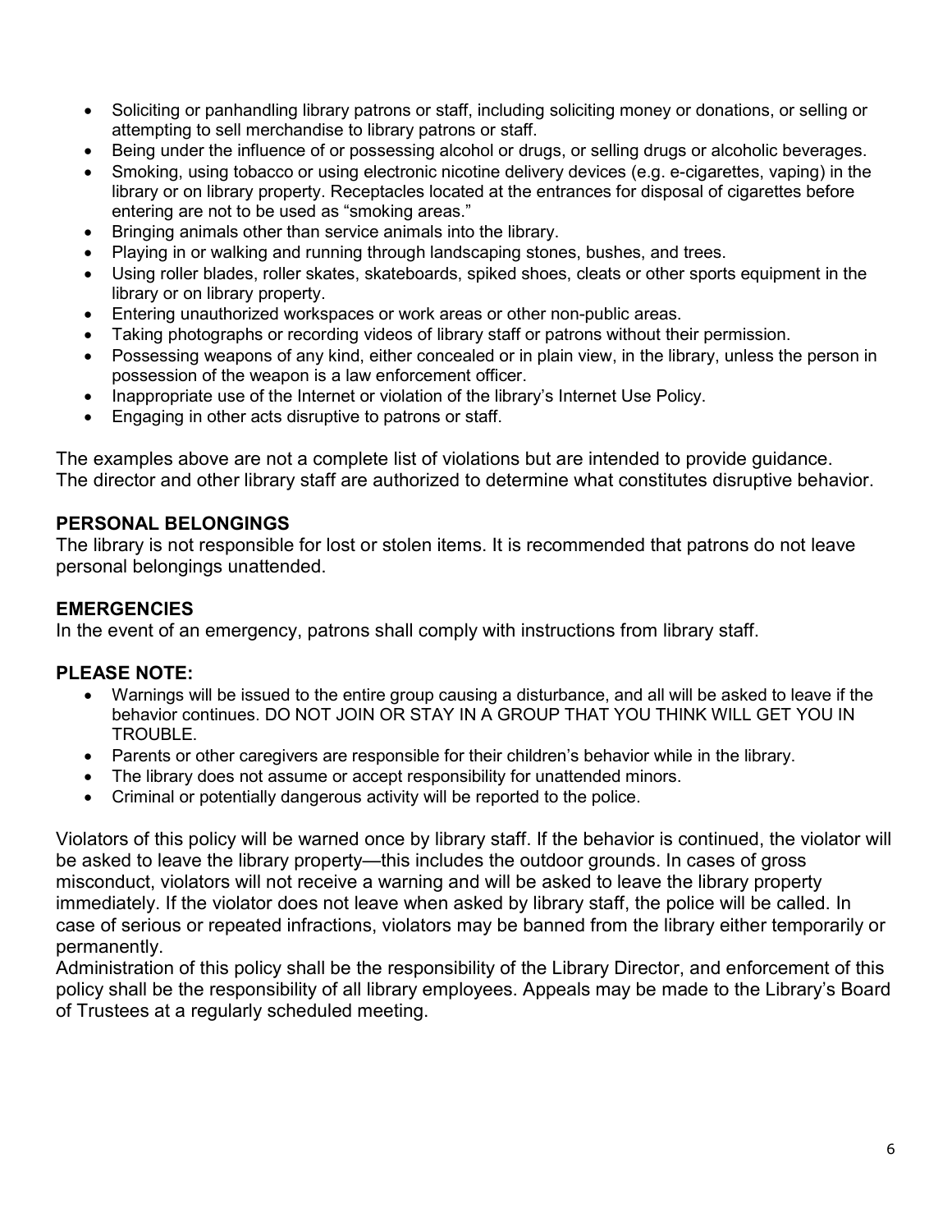- Soliciting or panhandling library patrons or staff, including soliciting money or donations, or selling or attempting to sell merchandise to library patrons or staff.
- Being under the influence of or possessing alcohol or drugs, or selling drugs or alcoholic beverages.
- Smoking, using tobacco or using electronic nicotine delivery devices (e.g. e-cigarettes, vaping) in the library or on library property. Receptacles located at the entrances for disposal of cigarettes before entering are not to be used as "smoking areas."
- Bringing animals other than service animals into the library.
- Playing in or walking and running through landscaping stones, bushes, and trees.
- Using roller blades, roller skates, skateboards, spiked shoes, cleats or other sports equipment in the library or on library property.
- Entering unauthorized workspaces or work areas or other non-public areas.
- Taking photographs or recording videos of library staff or patrons without their permission.
- Possessing weapons of any kind, either concealed or in plain view, in the library, unless the person in possession of the weapon is a law enforcement officer.
- Inappropriate use of the Internet or violation of the library's Internet Use Policy.
- Engaging in other acts disruptive to patrons or staff.

The examples above are not a complete list of violations but are intended to provide guidance. The director and other library staff are authorized to determine what constitutes disruptive behavior.

**PERSONAL BELONGINGS**

The library is not responsible for lost or stolen items. It is recommended that patrons do not leave personal belongings unattended.

**EMERGENCIES**

In the event of an emergency, patrons shall comply with instructions from library staff.

**PLEASE NOTE:**

- Warnings will be issued to the entire group causing a disturbance, and all will be asked to leave if the behavior continues. DO NOT JOIN OR STAY IN A GROUP THAT YOU THINK WILL GET YOU IN TROUBLE.
- Parents or other caregivers are responsible for their children's behavior while in the library.
- The library does not assume or accept responsibility for unattended minors.
- Criminal or potentially dangerous activity will be reported to the police.

Violators of this policy will be warned once by library staff. If the behavior is continued, the violator will be asked to leave the library property—this includes the outdoor grounds. In cases of gross misconduct, violators will not receive a warning and will be asked to leave the library property immediately. If the violator does not leave when asked by library staff, the police will be called. In case of serious or repeated infractions, violators may be banned from the library either temporarily or permanently.

Administration of this policy shall be the responsibility of the Library Director, and enforcement of this policy shall be the responsibility of all library employees. Appeals may be made to the Library's Board of Trustees at a regularly scheduled meeting.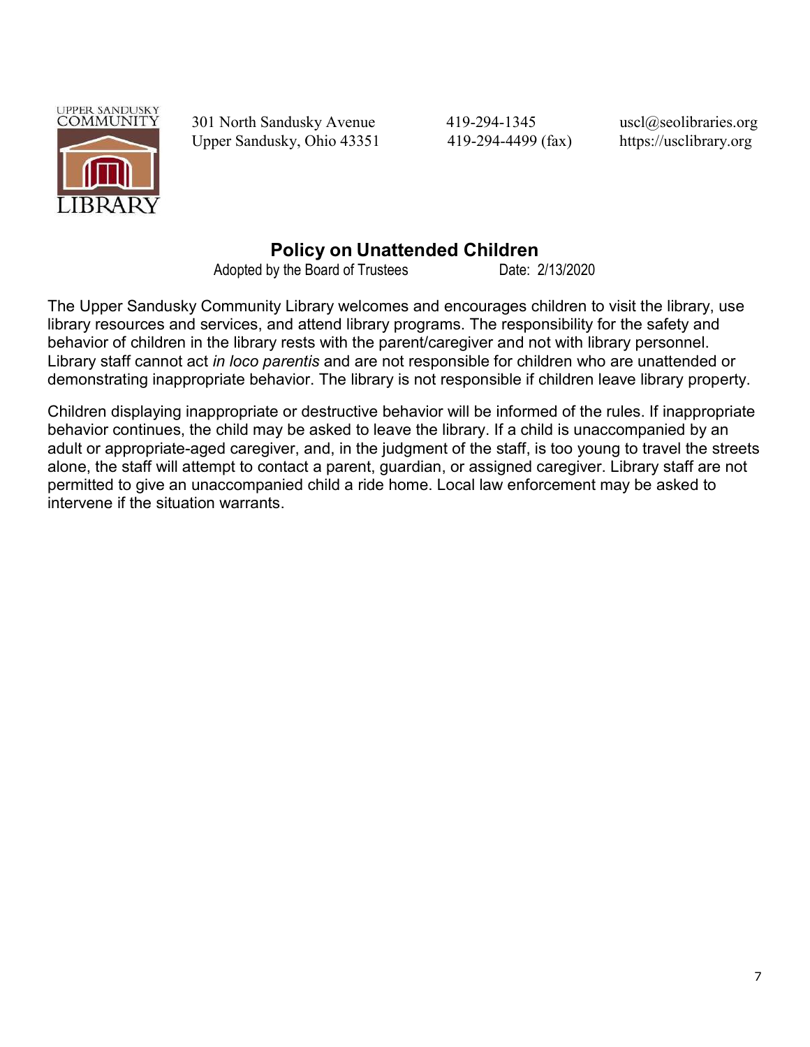UPPER SANDUSKY COMMUNITY LIBRARY

301 North Sandusky Avenue
Upper Sandusky, Ohio 43351

419-294-1345
419-294-4499 (fax)

uscl@seolibraries.org
https://usclibrary.org

# Policy on Unattended Children

Adopted by the Board of Trustees Date: 2/13/2020

The Upper Sandusky Community Library welcomes and encourages children to visit the library, use library resources and services, and attend library programs. The responsibility for the safety and behavior of children in the library rests with the parent/caregiver and not with library personnel. Library staff cannot act *in loco parentis* and are not responsible for children who are unattended or demonstrating inappropriate behavior. The library is not responsible if children leave library property.

Children displaying inappropriate or destructive behavior will be informed of the rules. If inappropriate behavior continues, the child may be asked to leave the library. If a child is unaccompanied by an adult or appropriate-aged caregiver, and, in the judgment of the staff, is too young to travel the streets alone, the staff will attempt to contact a parent, guardian, or assigned caregiver. Library staff are not permitted to give an unaccompanied child a ride home. Local law enforcement may be asked to intervene if the situation warrants.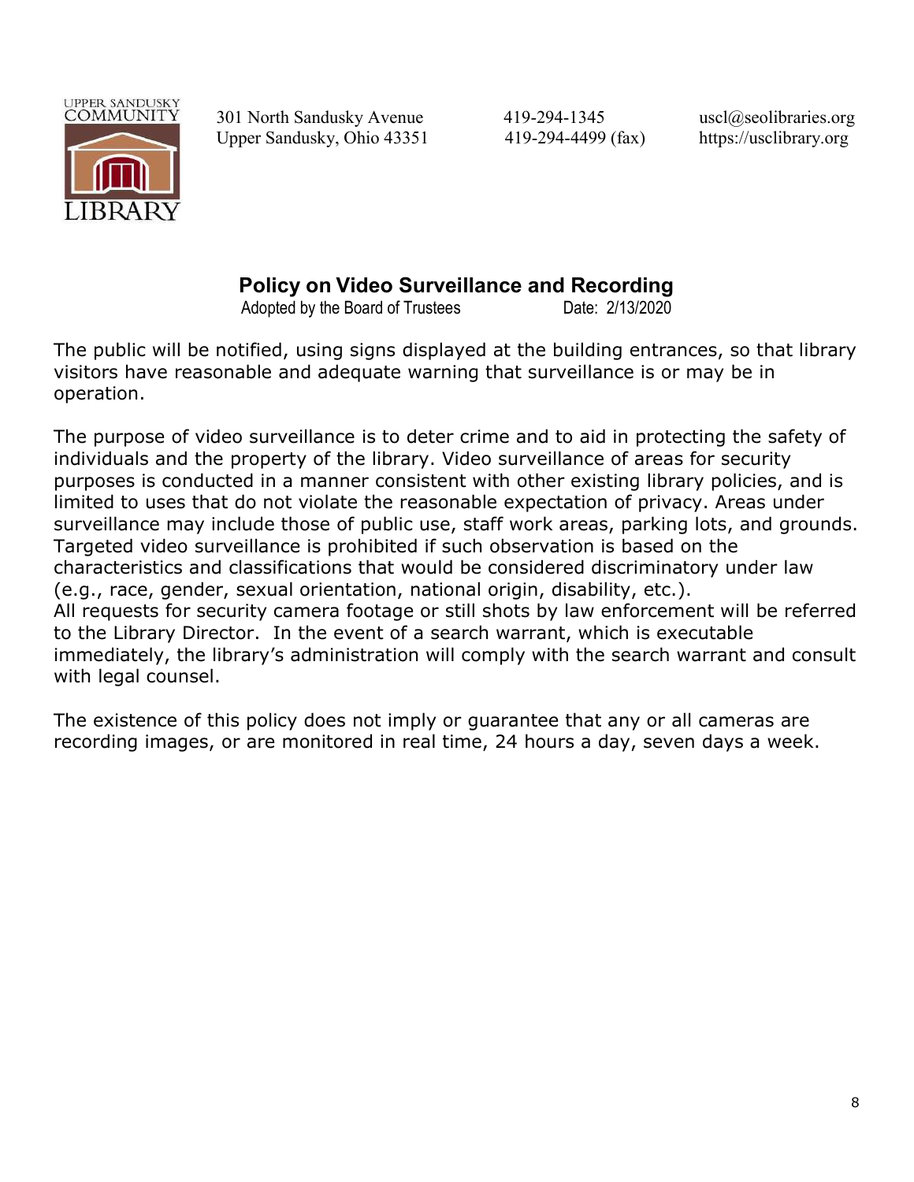UPPER SANDUSKY COMMUNITY LIBRARY

301 North Sandusky Avenue
Upper Sandusky, Ohio 43351

419-294-1345
419-294-4499 (fax)

uscl@seolibraries.org
https://usclibrary.org

## Policy on Video Surveillance and Recording

Adopted by the Board of Trustees Date: 2/13/2020

The public will be notified, using signs displayed at the building entrances, so that library visitors have reasonable and adequate warning that surveillance is or may be in operation.

The purpose of video surveillance is to deter crime and to aid in protecting the safety of individuals and the property of the library. Video surveillance of areas for security purposes is conducted in a manner consistent with other existing library policies, and is limited to uses that do not violate the reasonable expectation of privacy. Areas under surveillance may include those of public use, staff work areas, parking lots, and grounds. Targeted video surveillance is prohibited if such observation is based on the characteristics and classifications that would be considered discriminatory under law (e.g., race, gender, sexual orientation, national origin, disability, etc.).
All requests for security camera footage or still shots by law enforcement will be referred to the Library Director. In the event of a search warrant, which is executable immediately, the library's administration will comply with the search warrant and consult with legal counsel.

The existence of this policy does not imply or guarantee that any or all cameras are recording images, or are monitored in real time, 24 hours a day, seven days a week.